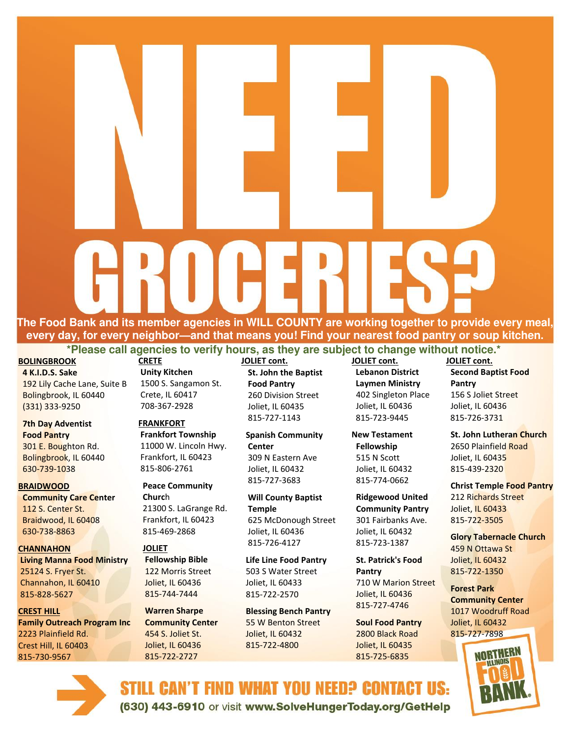# NEED GROCERIES?

**The Food Bank and its member agencies in WILL COUNTY are working together to provide every meal, every day, for every neighbor—and that means you! Find your nearest food pantry or soup kitchen.**

**\*Please call agencies to verify hours, as they are subject to change without notice.\***

## BOLINGBROOK

**4 K.I.D.S. Sake**
192 Lily Cache Lane, Suite B
Bolingbrook, IL 60440
(331) 333-9250

**7th Day Adventist Food Pantry**
301 E. Boughton Rd.
Bolingbrook, IL 60440
630-739-1038

## BRAIDWOOD

**Community Care Center**
112 S. Center St.
Braidwood, IL 60408
630-738-8863

## CHANNAHON

**Living Manna Food Ministry**
25124 S. Fryer St.
Channahon, IL 60410
815-828-5627

## CREST HILL

**Family Outreach Program Inc**
2223 Plainfield Rd.
Crest Hill, IL 60403
815-730-9567

## CRETE

**Unity Kitchen**
1500 S. Sangamon St.
Crete, IL 60417
708-367-2928

## FRANKFORT

**Frankfort Township**
11000 W. Lincoln Hwy.
Frankfort, IL 60423
815-806-2761

**Peace Community Church**
21300 S. LaGrange Rd.
Frankfort, IL 60423
815-469-2868

## JOLIET

**Fellowship Bible**
122 Morris Street
Joliet, IL 60436
815-744-7444

**Warren Sharpe Community Center**
454 S. Joliet St.
Joliet, IL 60436
815-722-2727

## JOLIET cont.

**St. John the Baptist Food Pantry**
260 Division Street
Joliet, IL 60435
815-727-1143

**Spanish Community Center**
309 N Eastern Ave
Joliet, IL 60432
815-727-3683

**Will County Baptist Temple**
625 McDonough Street
Joliet, IL 60436
815-726-4127

**Life Line Food Pantry**
503 S Water Street
Joliet, IL 60433
815-722-2570

**Blessing Bench Pantry**
55 W Benton Street
Joliet, IL 60432
815-722-4800

## JOLIET cont.

**Lebanon District Laymen Ministry**
402 Singleton Place
Joliet, IL 60436
815-723-9445

**New Testament Fellowship**
515 N Scott
Joliet, IL 60432
815-774-0662

**Ridgewood United Community Pantry**
301 Fairbanks Ave.
Joliet, IL 60432
815-723-1387

**St. Patrick's Food Pantry**
710 W Marion Street
Joliet, IL 60436
815-727-4746

**Soul Food Pantry**
2800 Black Road
Joliet, IL 60435
815-725-6835

## JOLIET cont.

**Second Baptist Food Pantry**
156 S Joliet Street
Joliet, IL 60436
815-726-3731

**St. John Lutheran Church**
2650 Plainfield Road
Joliet, IL 60435
815-439-2320

**Christ Temple Food Pantry**
212 Richards Street
Joliet, IL 60433
815-722-3505

**Glory Tabernacle Church**
459 N Ottawa St
Joliet, IL 60432
815-722-1350

**Forest Park Community Center**
1017 Woodruff Road
Joliet, IL 60432
815-727-7898

**STILL CAN'T FIND WHAT YOU NEED? CONTACT US:**
**(630) 443-6910** or visit **www.SolveHungerToday.org/GetHelp**

NORTHERN ILLINOIS FOOD BANK.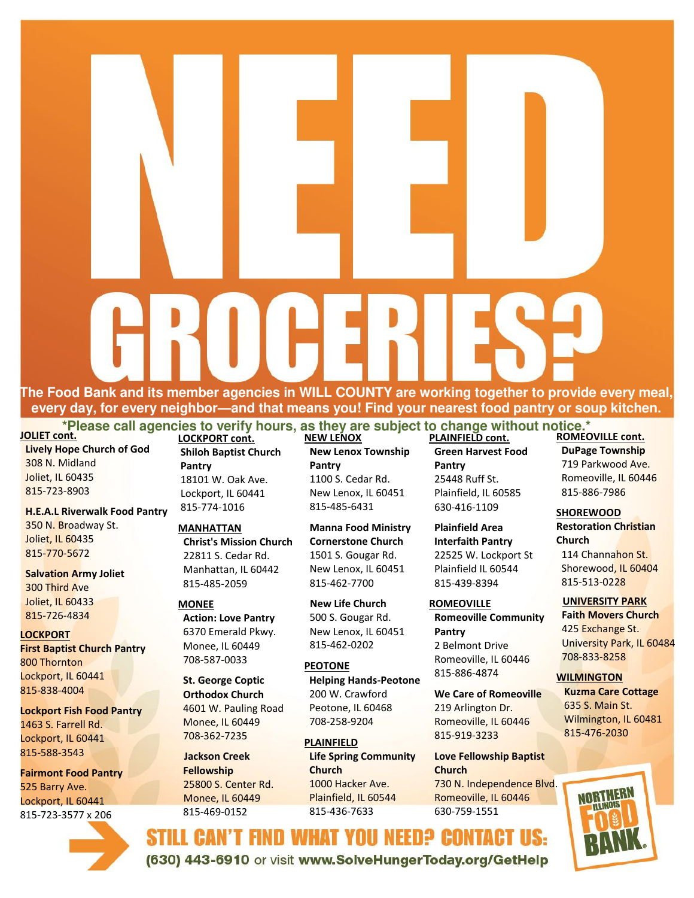# NEED GROCERIES?

**The Food Bank and its member agencies in WILL COUNTY are working together to provide every meal, every day, for every neighbor—and that means you! Find your nearest food pantry or soup kitchen.**

**\*Please call agencies to verify hours, as they are subject to change without notice.\***

**JOLIET cont.**

**Lively Hope Church of God**
308 N. Midland
Joliet, IL 60435
815-723-8903

**H.E.A.L Riverwalk Food Pantry**
350 N. Broadway St.
Joliet, IL 60435
815-770-5672

**Salvation Army Joliet**
300 Third Ave
Joliet, IL 60433
815-726-4834

**LOCKPORT**

**First Baptist Church Pantry**
800 Thornton
Lockport, IL 60441
815-838-4004

**Lockport Fish Food Pantry**
1463 S. Farrell Rd.
Lockport, IL 60441
815-588-3543

**Fairmont Food Pantry**
525 Barry Ave.
Lockport, IL 60441
815-723-3577 x 206

**LOCKPORT cont.**

**Shiloh Baptist Church Pantry**
18101 W. Oak Ave.
Lockport, IL 60441
815-774-1016

**MANHATTAN**

**Christ's Mission Church**
22811 S. Cedar Rd.
Manhattan, IL 60442
815-485-2059

**MONEE**

**Action: Love Pantry**
6370 Emerald Pkwy.
Monee, IL 60449
708-587-0033

**St. George Coptic Orthodox Church**
4601 W. Pauling Road
Monee, IL 60449
708-362-7235

**Jackson Creek Fellowship**
25800 S. Center Rd.
Monee, IL 60449
815-469-0152

**NEW LENOX**

**New Lenox Township Pantry**
1100 S. Cedar Rd.
New Lenox, IL 60451
815-485-6431

**Manna Food Ministry Cornerstone Church**
1501 S. Gougar Rd.
New Lenox, IL 60451
815-462-7700

**New Life Church**
500 S. Gougar Rd.
New Lenox, IL 60451
815-462-0202

**PEOTONE**

**Helping Hands-Peotone**
200 W. Crawford
Peotone, IL 60468
708-258-9204

**PLAINFIELD**

**Life Spring Community Church**
1000 Hacker Ave.
Plainfield, IL 60544
815-436-7633

**PLAINFIELD cont.**

**Green Harvest Food Pantry**
25448 Ruff St.
Plainfield, IL 60585
630-416-1109

**Plainfield Area Interfaith Pantry**
22525 W. Lockport St
Plainfield IL 60544
815-439-8394

**ROMEOVILLE**

**Romeoville Community Pantry**
2 Belmont Drive
Romeoville, IL 60446
815-886-4874

**We Care of Romeoville**
219 Arlington Dr.
Romeoville, IL 60446
815-919-3233

**Love Fellowship Baptist Church**
730 N. Independence Blvd.
Romeoville, IL 60446
630-759-1551

**ROMEOVILLE cont.**

**DuPage Township**
719 Parkwood Ave.
Romeoville, IL 60446
815-886-7986

**SHOREWOOD**

**Restoration Christian Church**
114 Channahon St.
Shorewood, IL 60404
815-513-0228

**UNIVERSITY PARK**

**Faith Movers Church**
425 Exchange St.
University Park, IL 60484
708-833-8258

**WILMINGTON**

**Kuzma Care Cottage**
635 S. Main St.
Wilmington, IL 60481
815-476-2030

**STILL CAN'T FIND WHAT YOU NEED? CONTACT US:**
**(630) 443-6910** or visit **www.SolveHungerToday.org/GetHelp**

NORTHERN ILLINOIS FOOD BANK